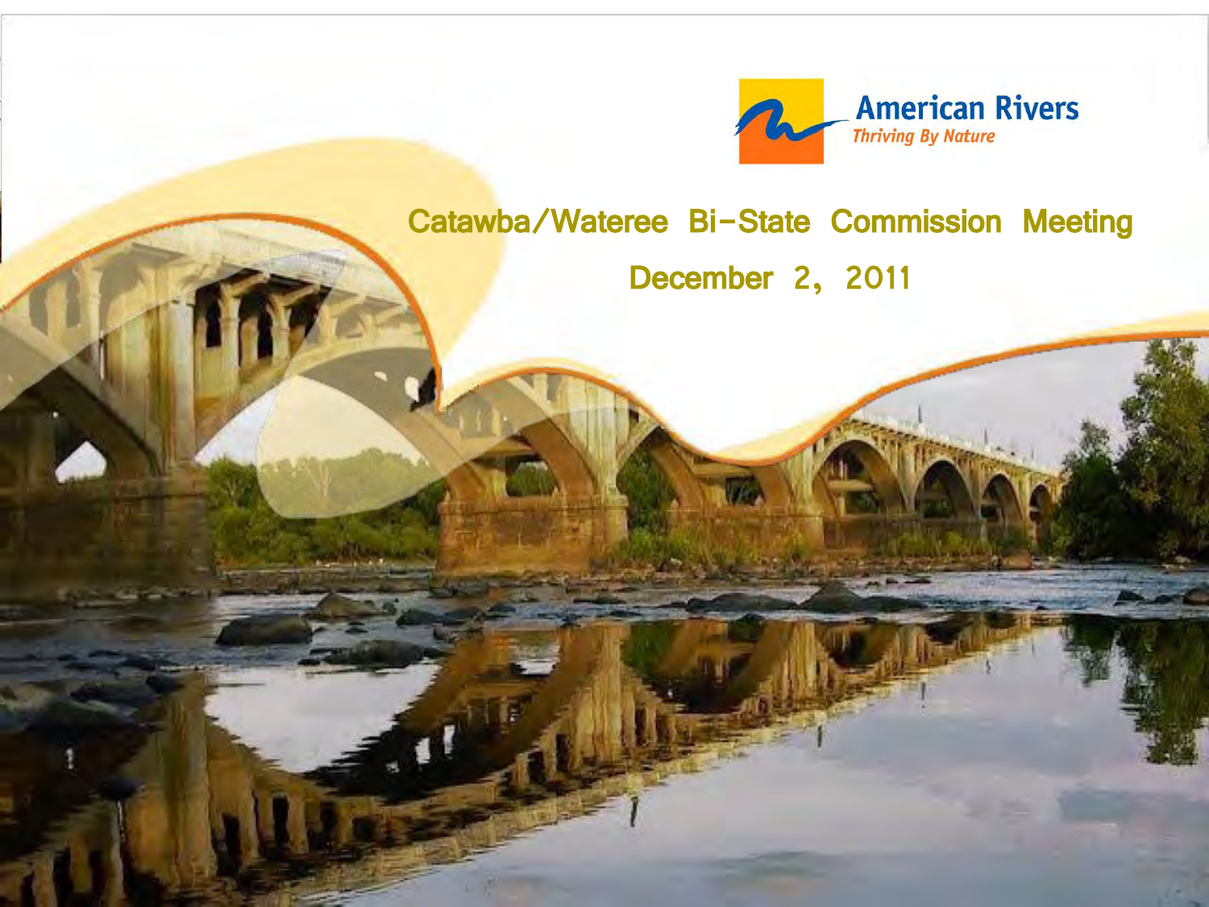American Rivers

*Thriving By Nature*

# Catawba/Wateree Bi-State Commission Meeting

## December 2, 2011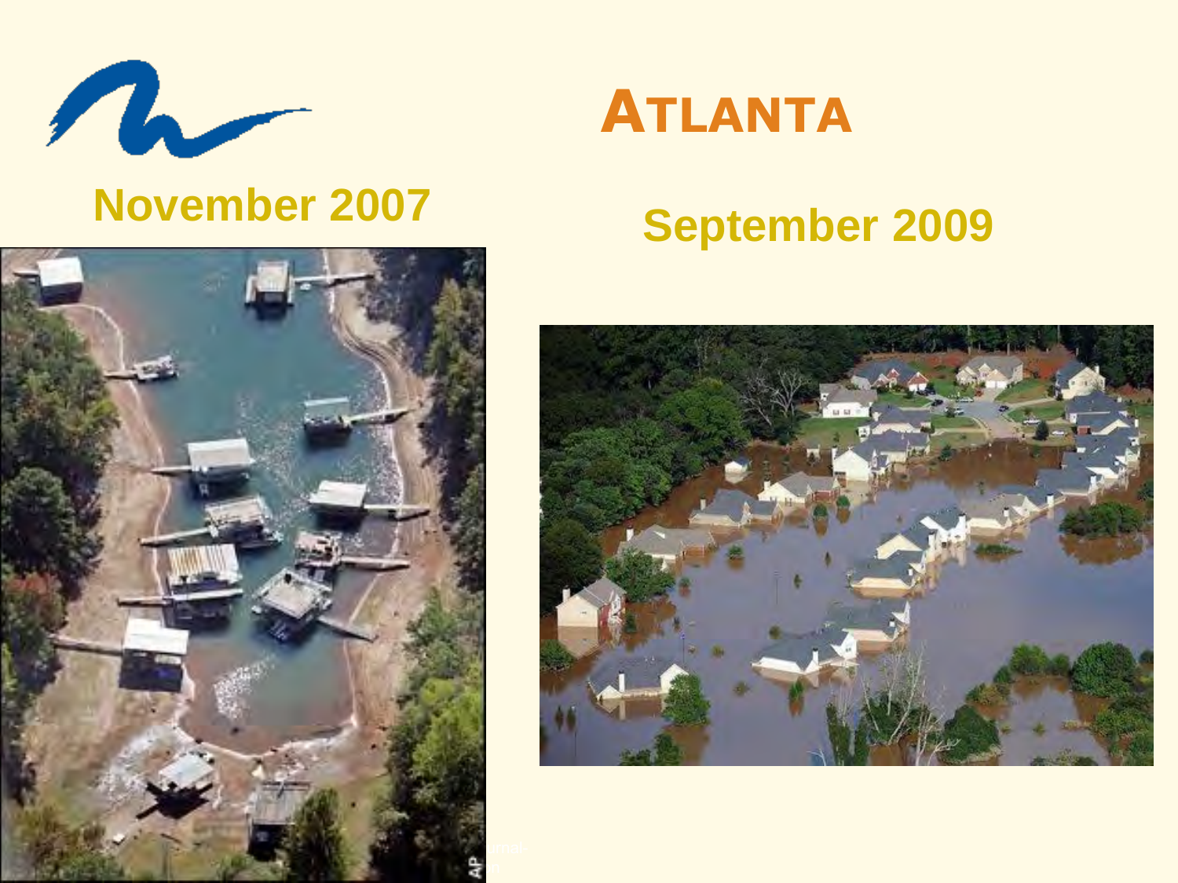# ATLANTA

November 2007

September 2009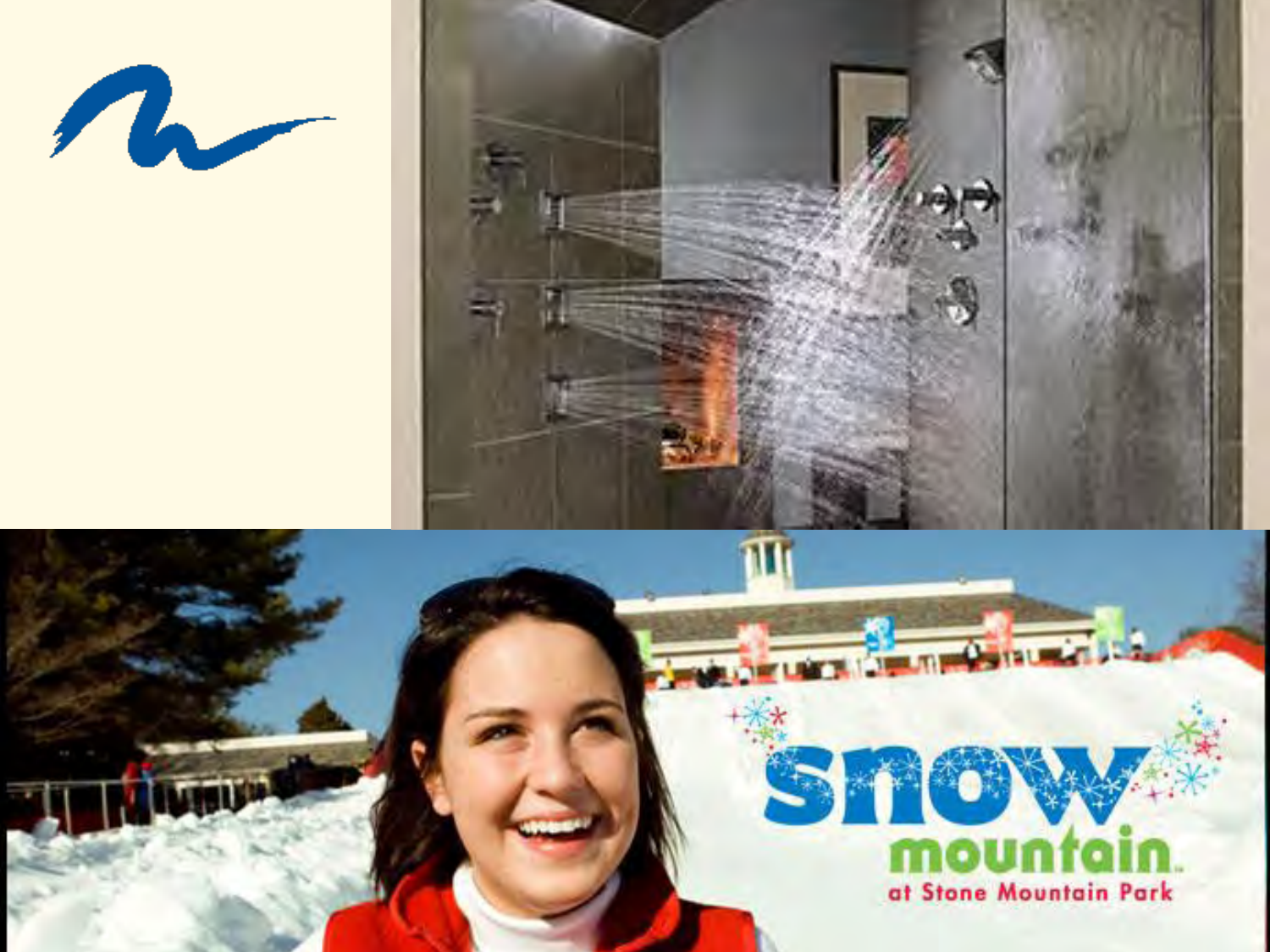snow

mountain

at Stone Mountain Park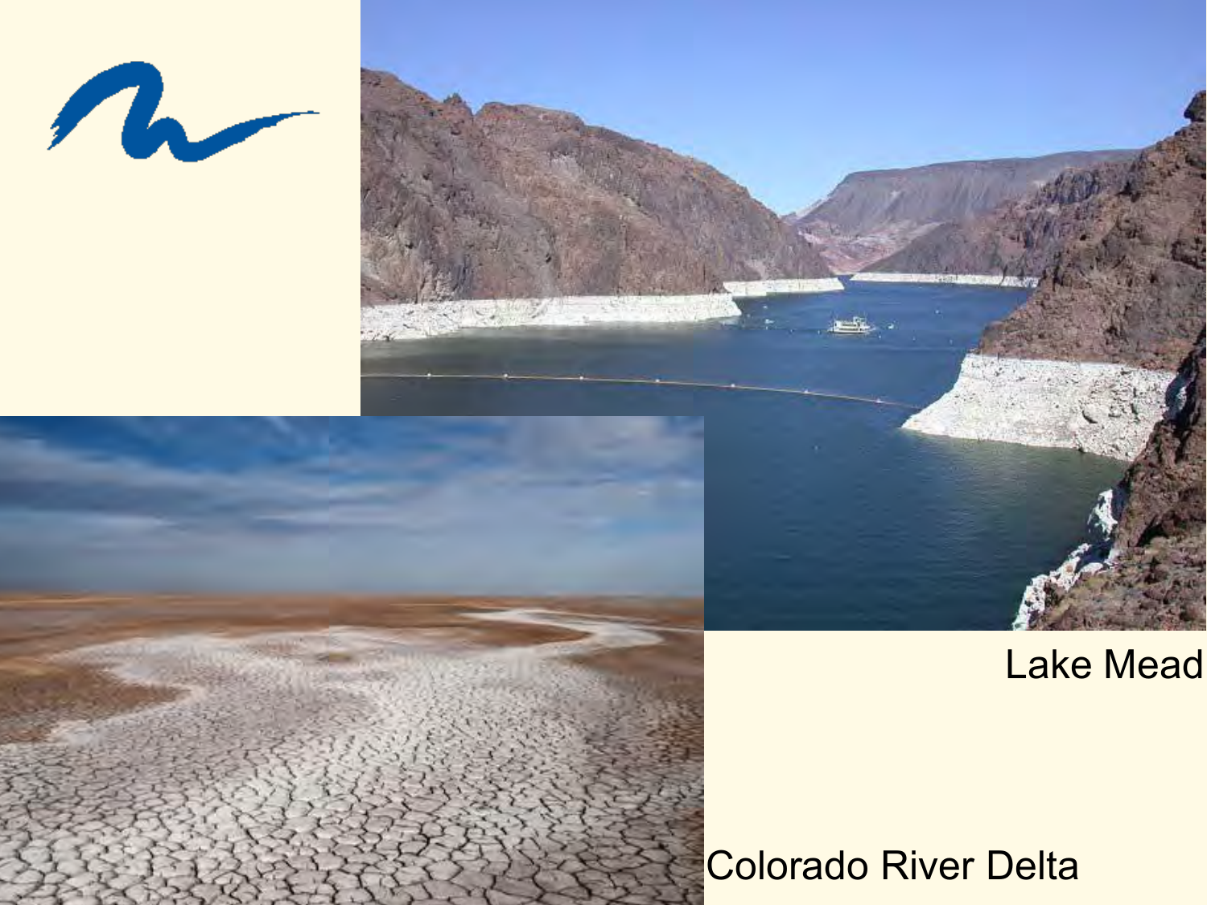Lake Mead

Colorado River Delta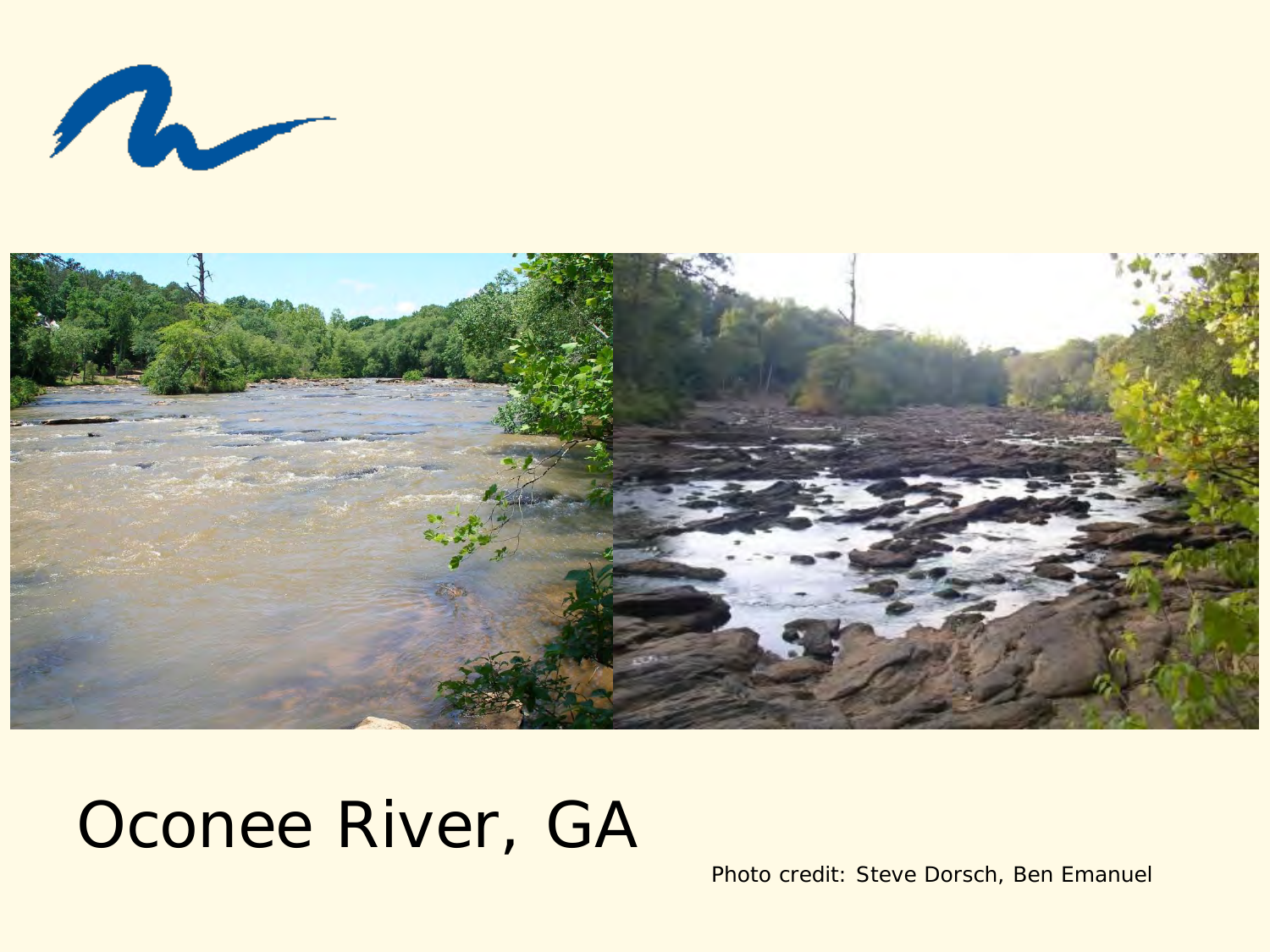# Oconee River, GA

Photo credit: Steve Dorsch, Ben Emanuel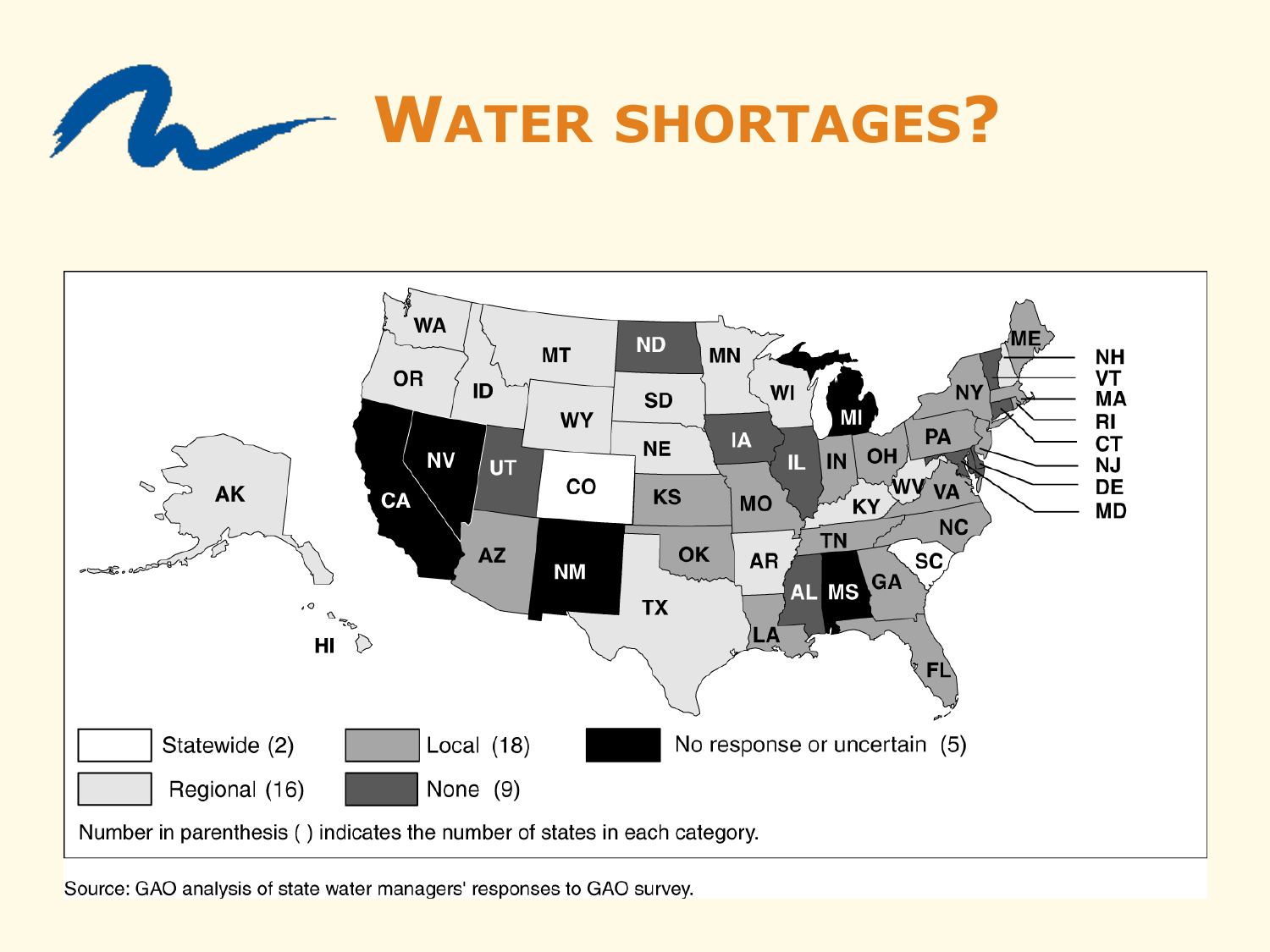# WATER SHORTAGES?

Statewide (2)

Regional (16)

Local (18)

None (9)

No response or uncertain (5)

Number in parenthesis ( ) indicates the number of states in each category.

Source: GAO analysis of state water managers' responses to GAO survey.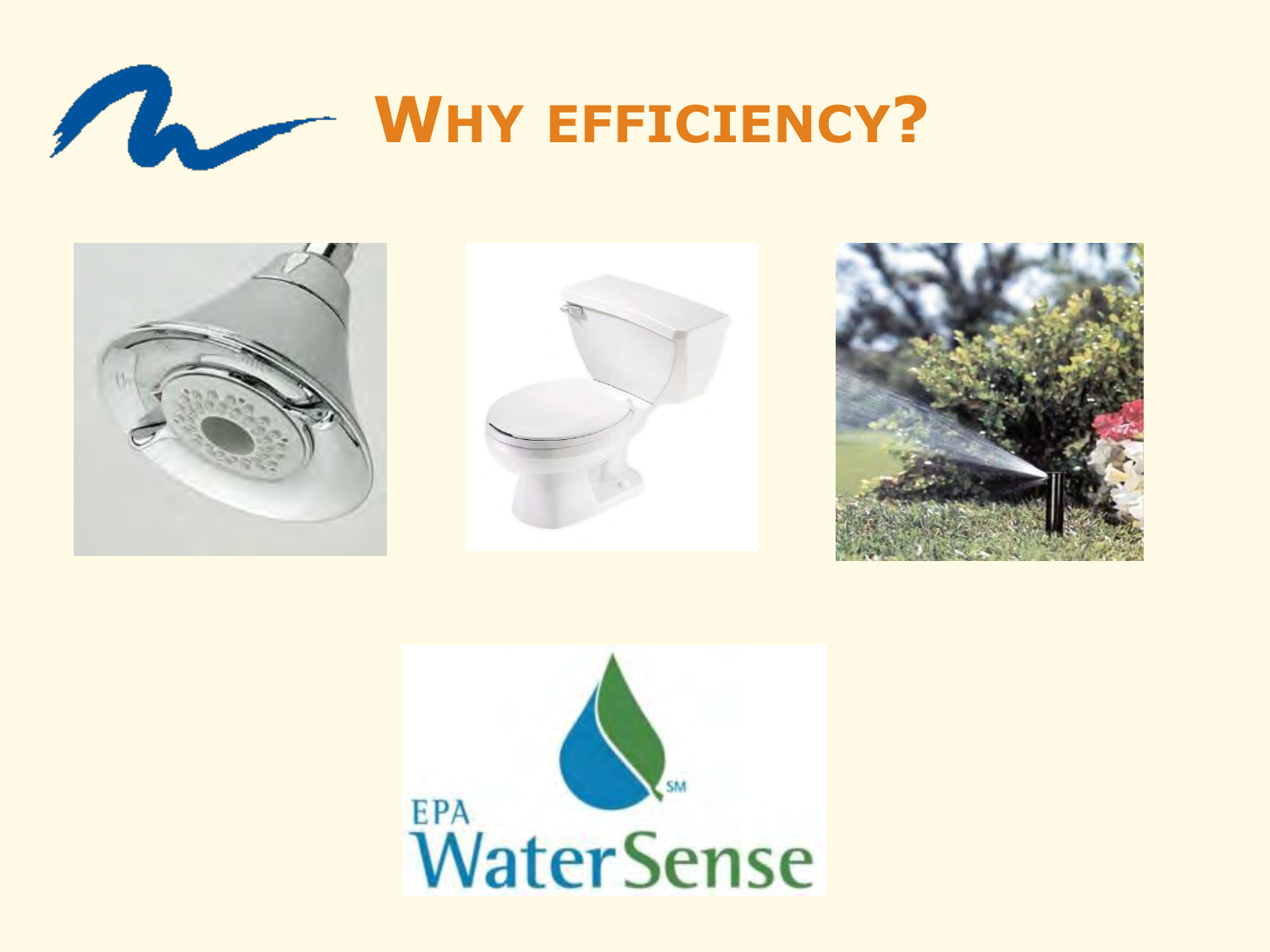# WHY EFFICIENCY?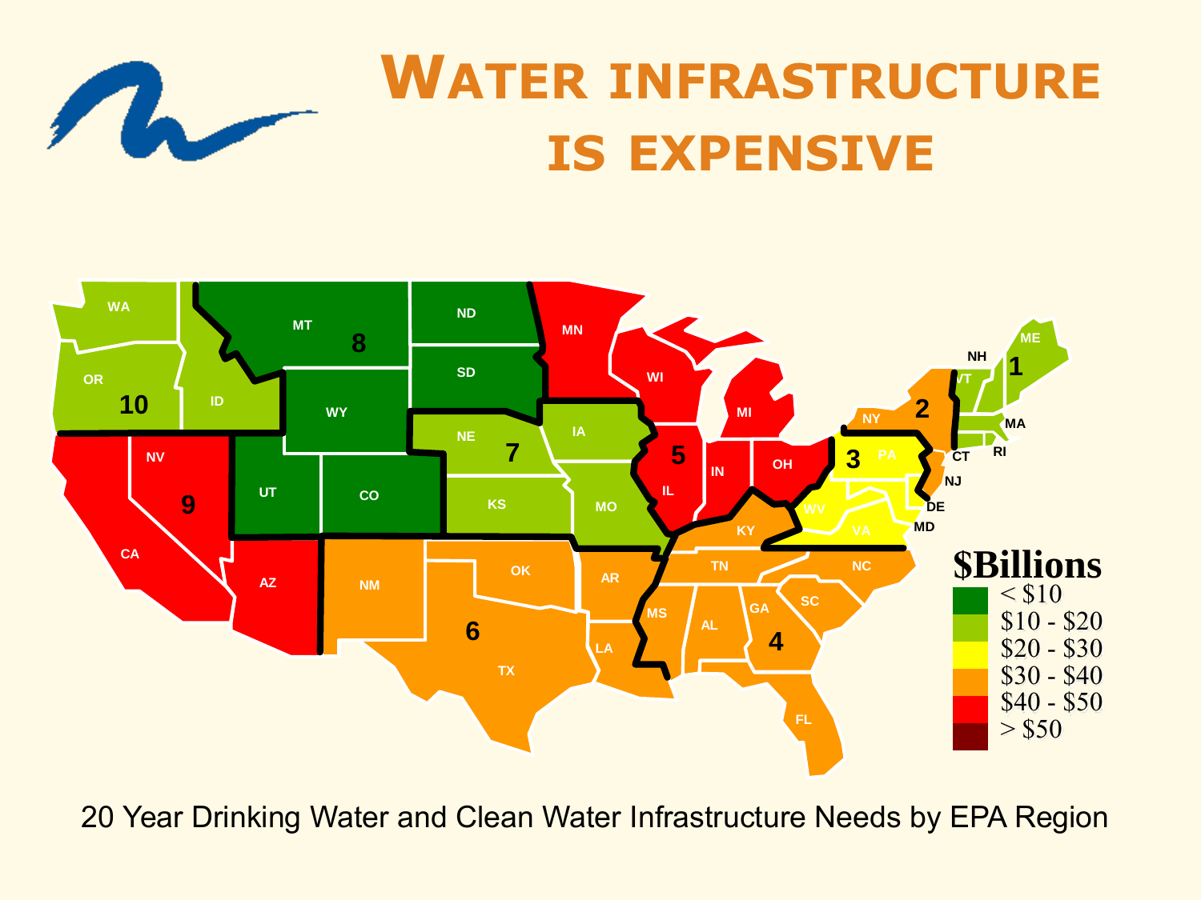# WATER INFRASTRUCTURE IS EXPENSIVE

**$Billions**

- < $10
- $10 - $20
- $20 - $30
- $30 - $40
- $40 - $50
- > $50

20 Year Drinking Water and Clean Water Infrastructure Needs by EPA Region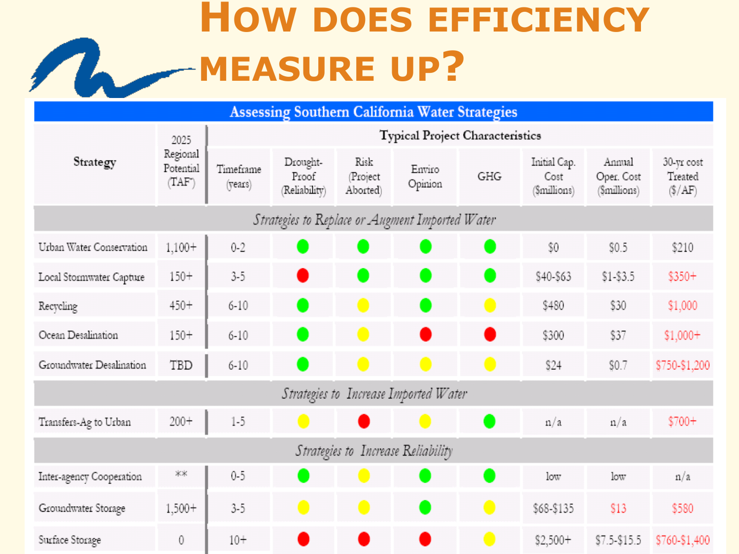# How does efficiency measure up?

| Assessing Southern California Water Strategies | | | | | | | | | |
|---|---|---|---|---|---|---|---|---|---|
| Strategy | 2025 Regional Potential (TAF*) | Typical Project Characteristics | | | | | | | |
| | | Timeframe (years) | Drought-Proof (Reliability) | Risk (Project Aborted) | Enviro Opinion | GHG | Initial Cap. Cost ($millions) | Annual Oper. Cost ($millions) | 30-yr cost Treated ($/AF) |
| *Strategies to Replace or Augment Imported Water* | | | | | | | | | |
| Urban Water Conservation | 1,100+ | 0-2 | Green | Green | Green | Green | $0 | $0.5 | $210 |
| Local Stormwater Capture | 150+ | 3-5 | Red | Green | Green | Green | $40-$63 | $1-$3.5 | $350+ |
| Recycling | 450+ | 6-10 | Green | Yellow | Green | Yellow | $480 | $30 | $1,000 |
| Ocean Desalination | 150+ | 6-10 | Green | Yellow | Red | Red | $300 | $37 | $1,000+ |
| Groundwater Desalination | TBD | 6-10 | Green | Yellow | Yellow | Yellow | $24 | $0.7 | $750-$1,200 |
| *Strategies to Increase Imported Water* | | | | | | | | | |
| Transfers-Ag to Urban | 200+ | 1-5 | Yellow | Red | Yellow | Green | n/a | n/a | $700+ |
| *Strategies to Increase Reliability* | | | | | | | | | |
| Inter-agency Cooperation | ** | 0-5 | Green | Yellow | Green | Green | low | low | n/a |
| Groundwater Storage | 1,500+ | 3-5 | Yellow | Yellow | Green | Yellow | $68-$135 | $13 | $580 |
| Surface Storage | 0 | 10+ | Red | Red | Red | Yellow | $2,500+ | $7.5-$15.5 | $760-$1,400 |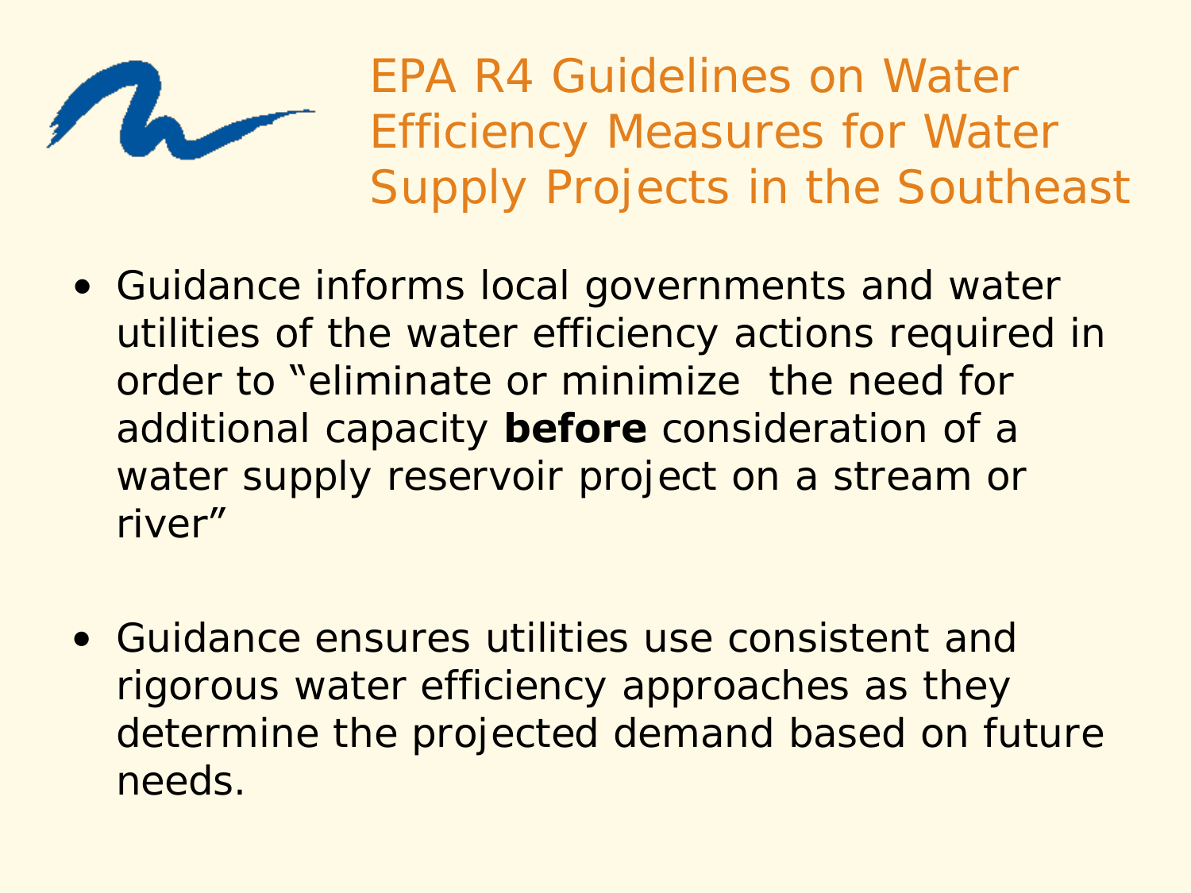# EPA R4 Guidelines on Water Efficiency Measures for Water Supply Projects in the Southeast

- Guidance informs local governments and water utilities of the water efficiency actions required in order to "eliminate or minimize the need for additional capacity **before** consideration of a water supply reservoir project on a stream or river"

- Guidance ensures utilities use consistent and rigorous water efficiency approaches as they determine the projected demand based on future needs.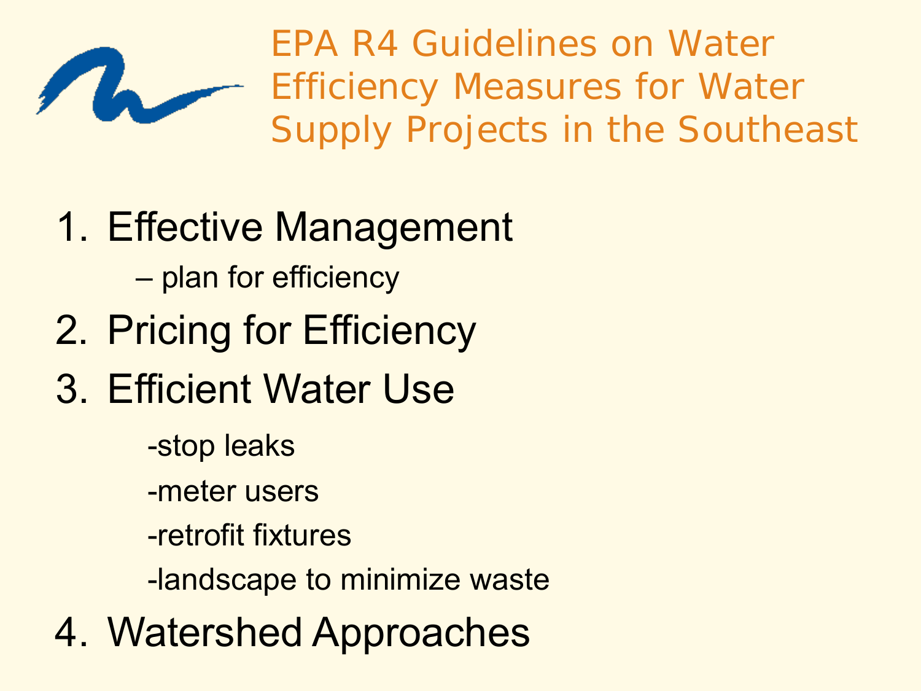# EPA R4 Guidelines on Water Efficiency Measures for Water Supply Projects in the Southeast

1. Effective Management
   - plan for efficiency
2. Pricing for Efficiency
3. Efficient Water Use
   - stop leaks
   - meter users
   - retrofit fixtures
   - landscape to minimize waste
4. Watershed Approaches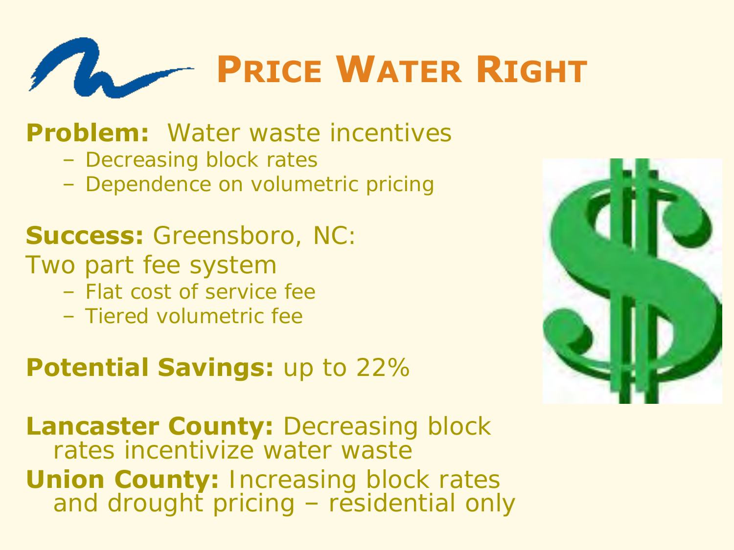# PRICE WATER RIGHT

**Problem:** Water waste incentives

- Decreasing block rates
- Dependence on volumetric pricing

**Success:** Greensboro, NC:
Two part fee system

- Flat cost of service fee
- Tiered volumetric fee

**Potential Savings:** up to 22%

**Lancaster County:** Decreasing block rates incentivize water waste

**Union County:** Increasing block rates and drought pricing – residential only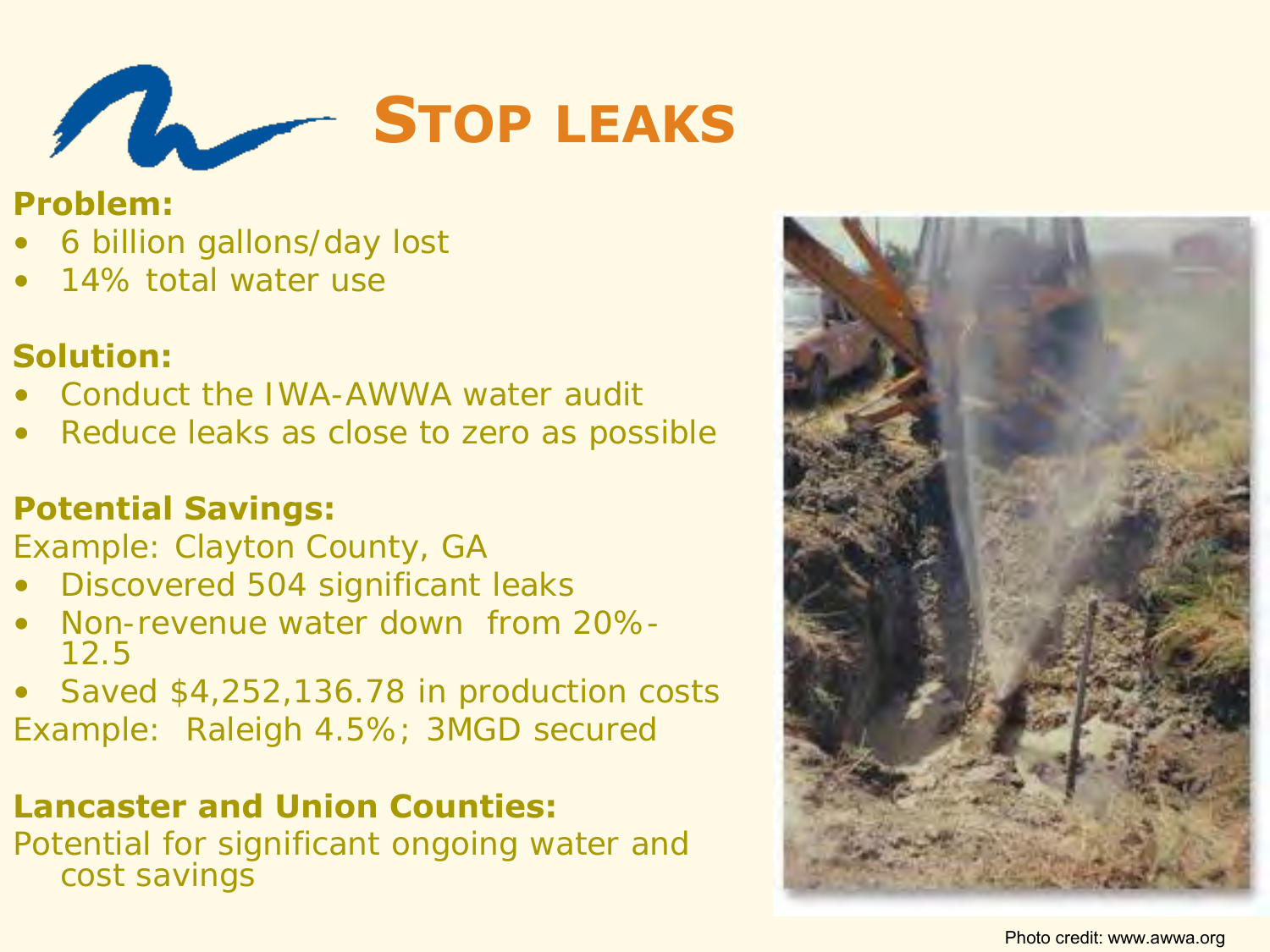# STOP LEAKS

**Problem:**

- 6 billion gallons/day lost
- 14% total water use

**Solution:**

- Conduct the IWA-AWWA water audit
- Reduce leaks as close to zero as possible

**Potential Savings:**

Example: Clayton County, GA

- Discovered 504 significant leaks
- Non-revenue water down from 20%-12.5
- Saved $4,252,136.78 in production costs

Example: Raleigh 4.5%; 3MGD secured

**Lancaster and Union Counties:**

Potential for significant ongoing water and cost savings

Photo credit: www.awwa.org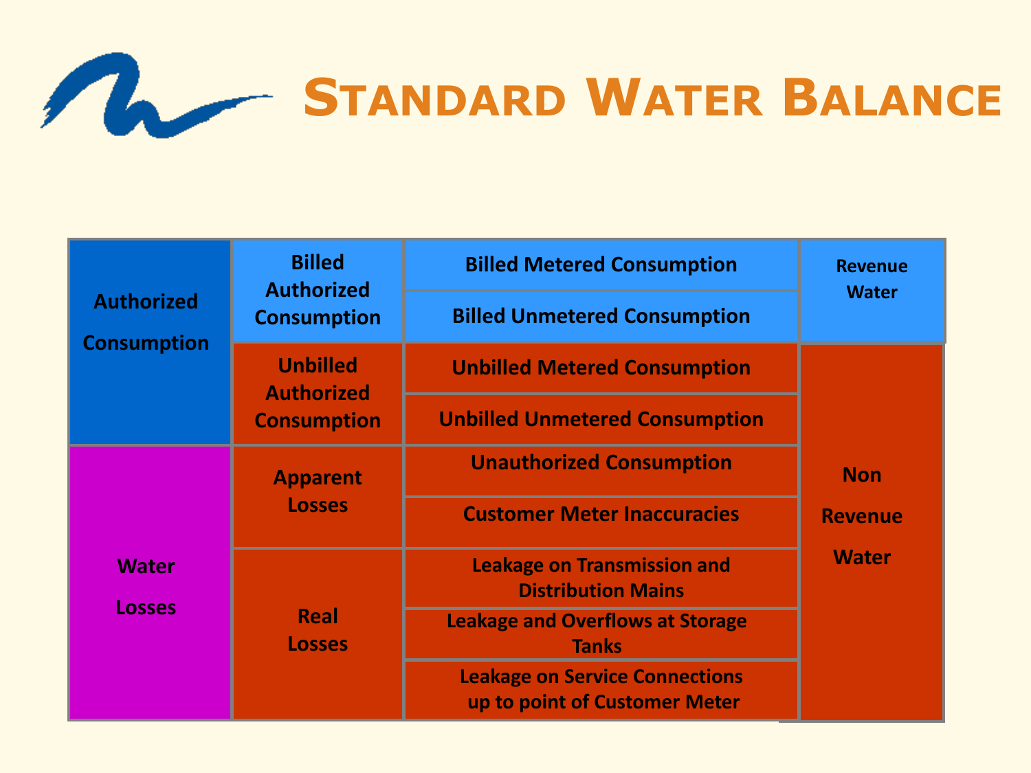# Standard Water Balance

| | | | |
|---|---|---|---|
| Authorized Consumption | Billed Authorized Consumption | Billed Metered Consumption | Revenue Water |
| | | Billed Unmetered Consumption | |
| | Unbilled Authorized Consumption | Unbilled Metered Consumption | Non Revenue Water |
| | | Unbilled Unmetered Consumption | |
| Water Losses | Apparent Losses | Unauthorized Consumption | |
| | | Customer Meter Inaccuracies | |
| | Real Losses | Leakage on Transmission and Distribution Mains | |
| | | Leakage and Overflows at Storage Tanks | |
| | | Leakage on Service Connections up to point of Customer Meter | |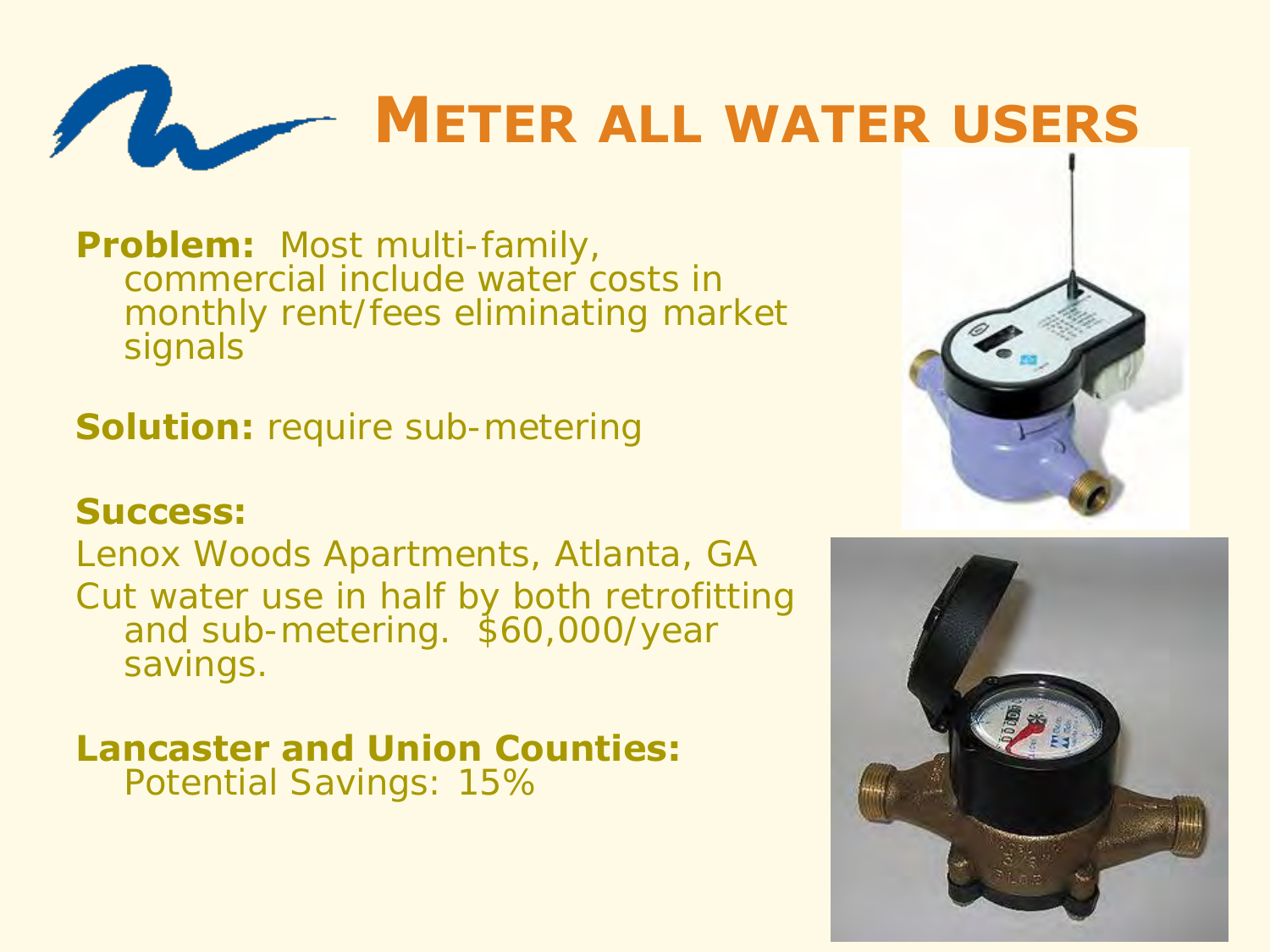# METER ALL WATER USERS

**Problem:** Most multi-family, commercial include water costs in monthly rent/fees eliminating market signals

**Solution:** require sub-metering

**Success:**

Lenox Woods Apartments, Atlanta, GA

Cut water use in half by both retrofitting and sub-metering. $60,000/year savings.

**Lancaster and Union Counties:**
Potential Savings: 15%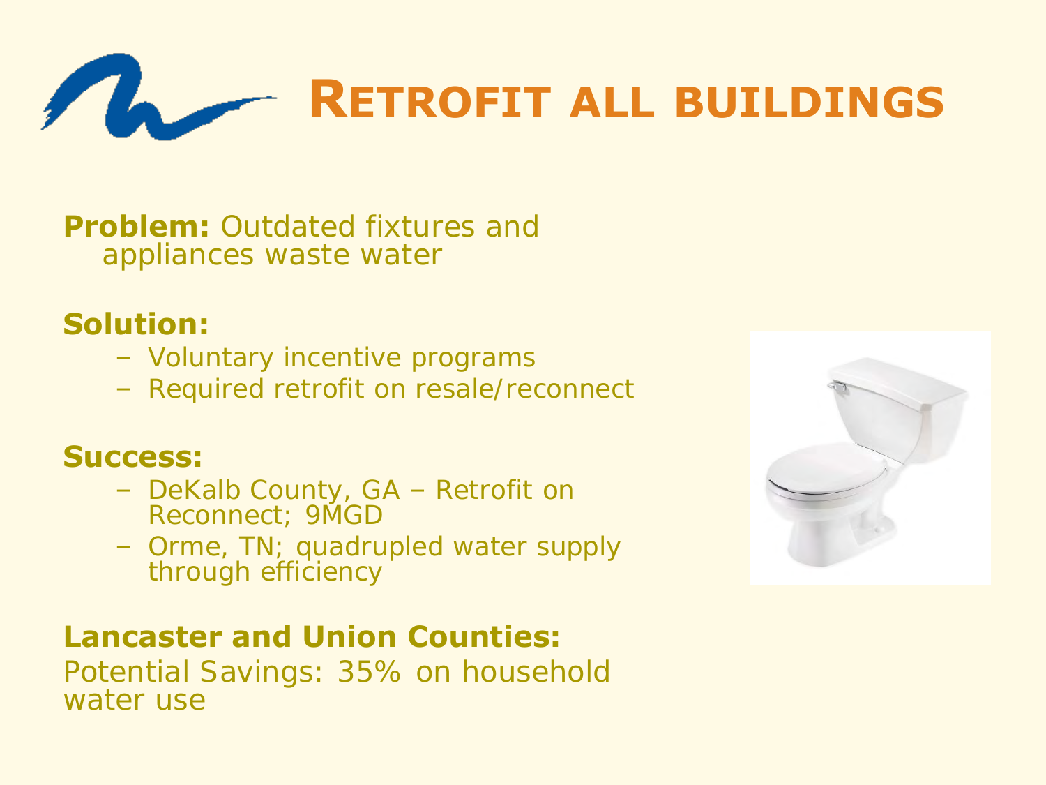# Retrofit all buildings

**Problem:** Outdated fixtures and appliances waste water

**Solution:**

- Voluntary incentive programs
- Required retrofit on resale/reconnect

**Success:**

- DeKalb County, GA – Retrofit on Reconnect; 9MGD
- Orme, TN; quadrupled water supply through efficiency

**Lancaster and Union Counties:**

Potential Savings: 35% on household water use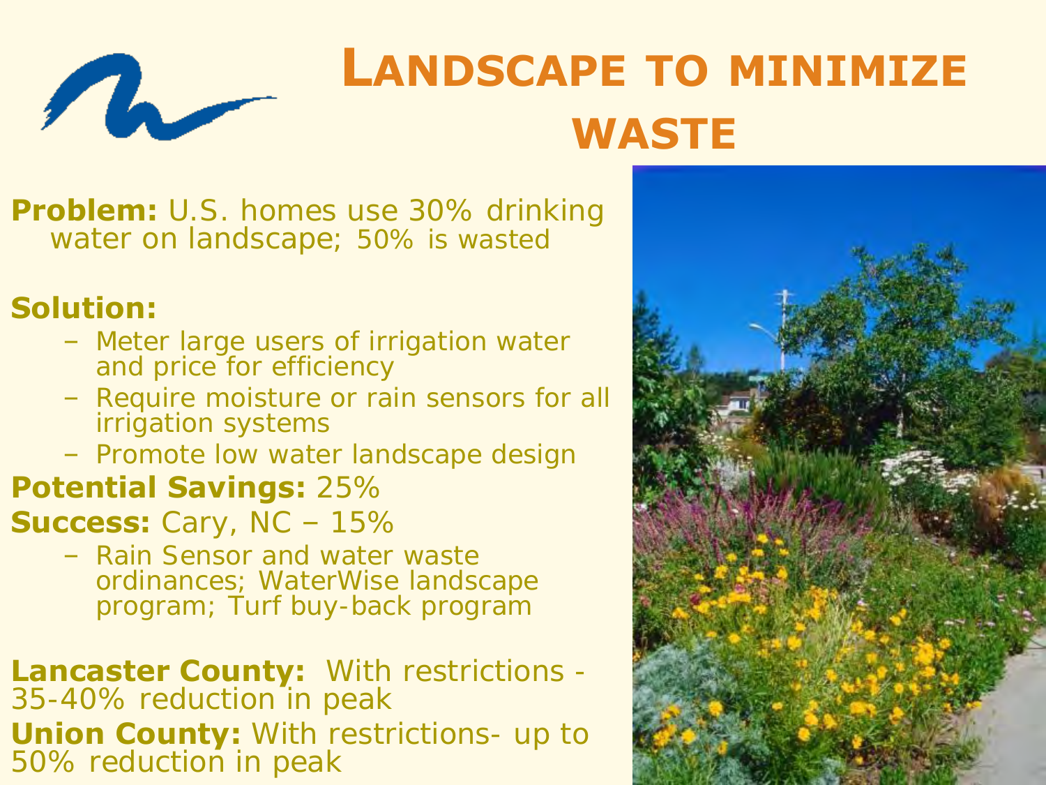# Landscape to minimize waste

**Problem:** U.S. homes use 30% drinking water on landscape; 50% is wasted

**Solution:**

- Meter large users of irrigation water and price for efficiency
- Require moisture or rain sensors for all irrigation systems
- Promote low water landscape design

**Potential Savings:** 25%

**Success:** Cary, NC – 15%

- Rain Sensor and water waste ordinances; WaterWise landscape program; Turf buy-back program

**Lancaster County:** With restrictions - 35-40% reduction in peak

**Union County:** With restrictions- up to 50% reduction in peak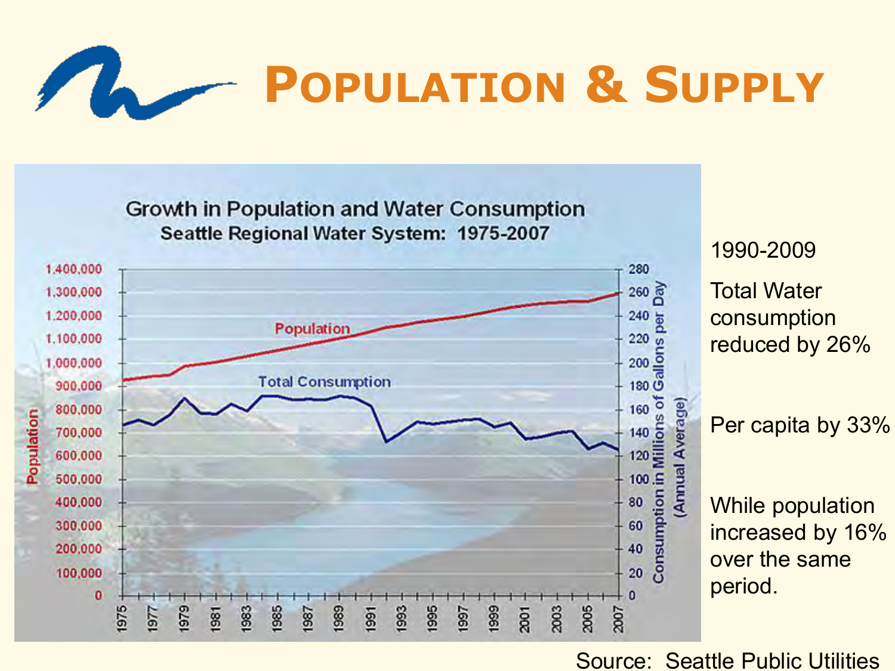# Population & Supply

**Growth in Population and Water Consumption**
**Seattle Regional Water System: 1975-2007**

1990-2009

Total Water consumption reduced by 26%

Per capita by 33%

While population increased by 16% over the same period.

Source: Seattle Public Utilities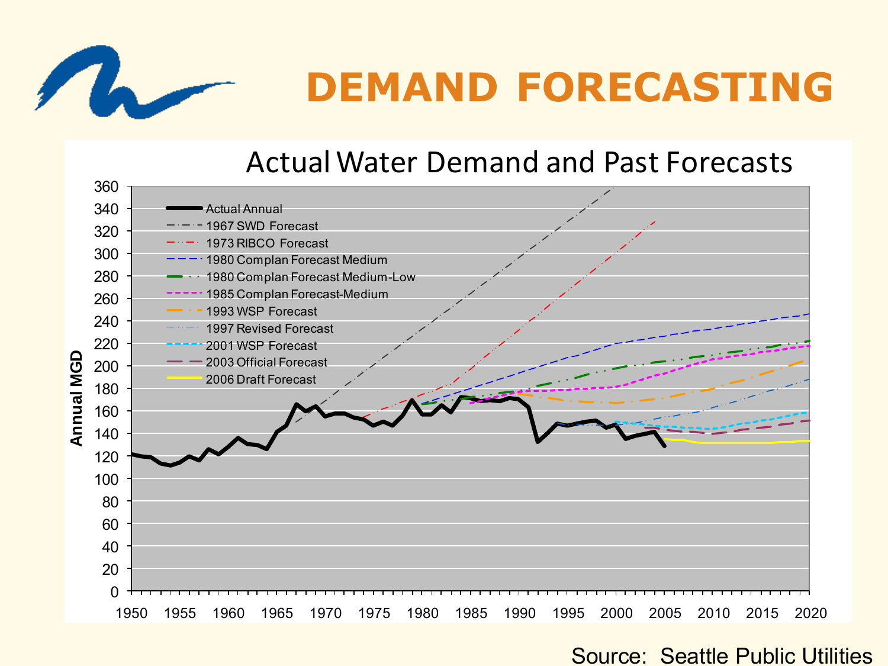# DEMAND FORECASTING

Actual Water Demand and Past Forecasts

Source: Seattle Public Utilities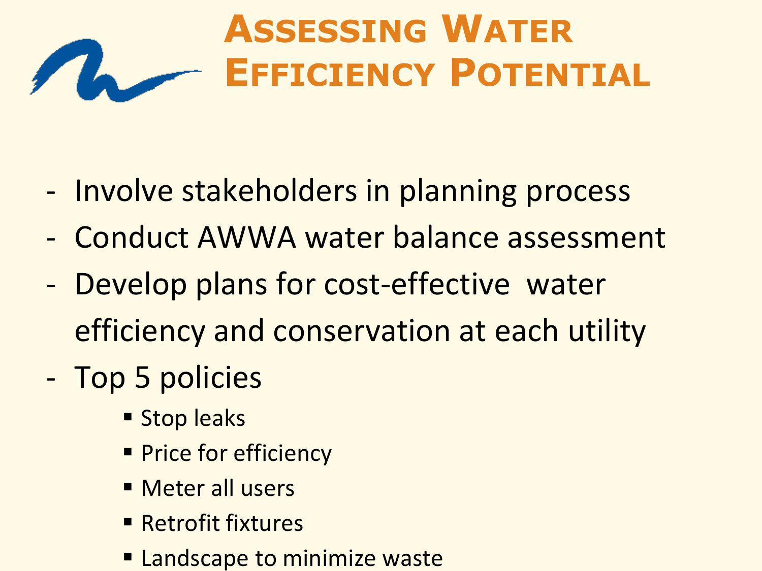# Assessing Water Efficiency Potential

- Involve stakeholders in planning process
- Conduct AWWA water balance assessment
- Develop plans for cost-effective water efficiency and conservation at each utility
- Top 5 policies
  - Stop leaks
  - Price for efficiency
  - Meter all users
  - Retrofit fixtures
  - Landscape to minimize waste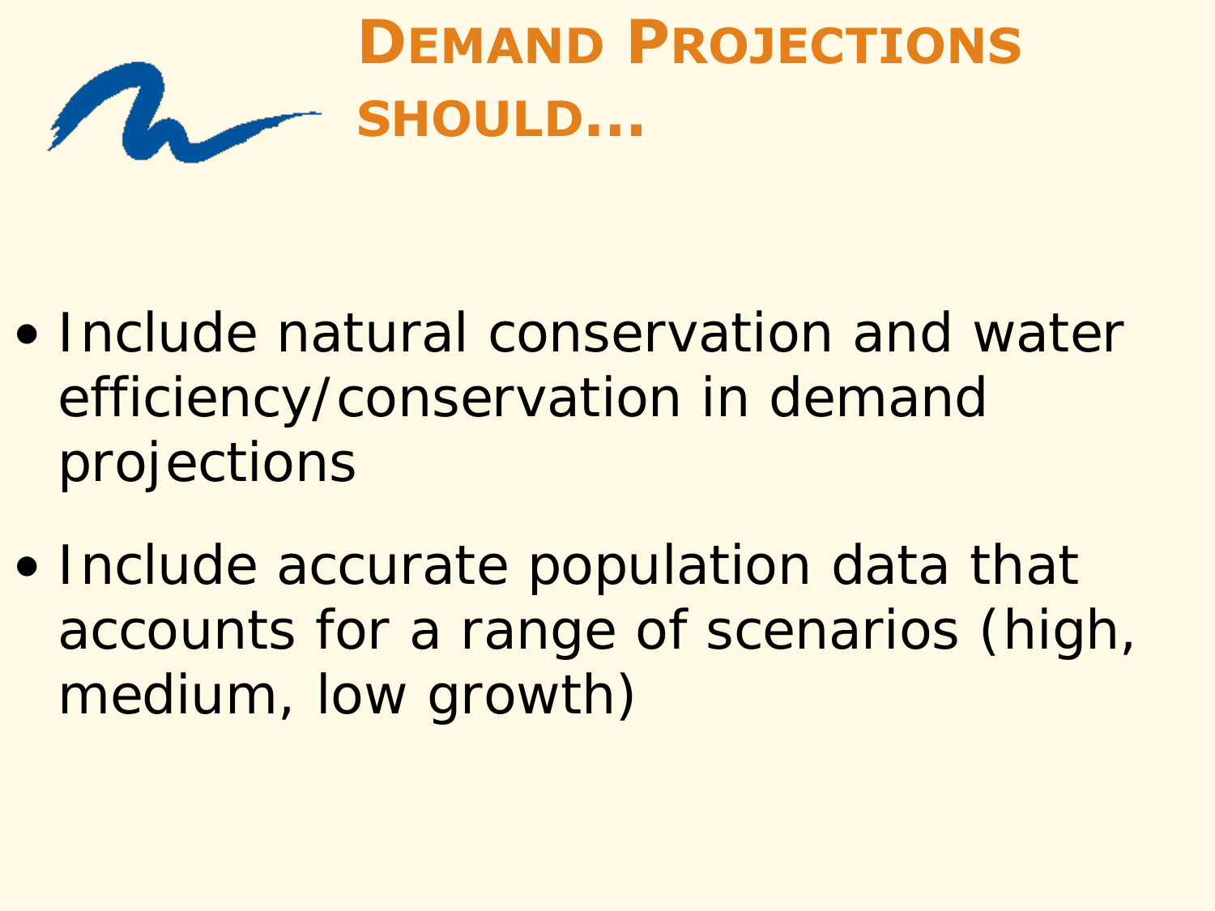# Demand Projections should...

- Include natural conservation and water efficiency/conservation in demand projections
- Include accurate population data that accounts for a range of scenarios (high, medium, low growth)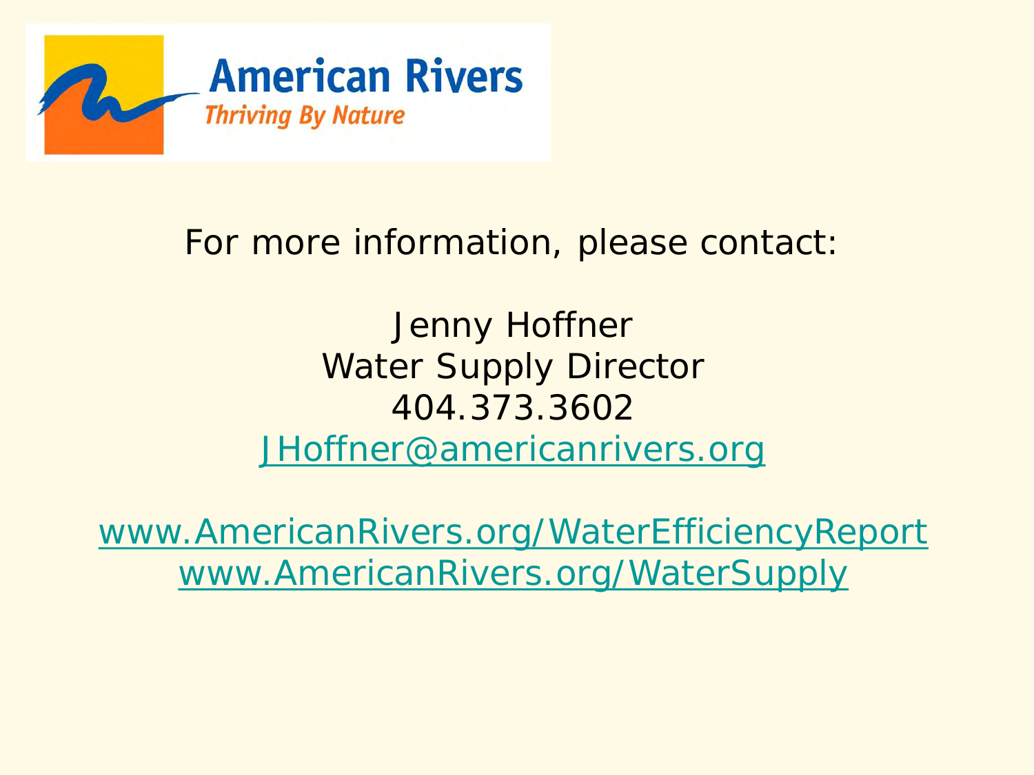American Rivers

*Thriving By Nature*

For more information, please contact:

Jenny Hoffner
Water Supply Director
404.373.3602
JHoffner@americanrivers.org

www.AmericanRivers.org/WaterEfficiencyReport
www.AmericanRivers.org/WaterSupply